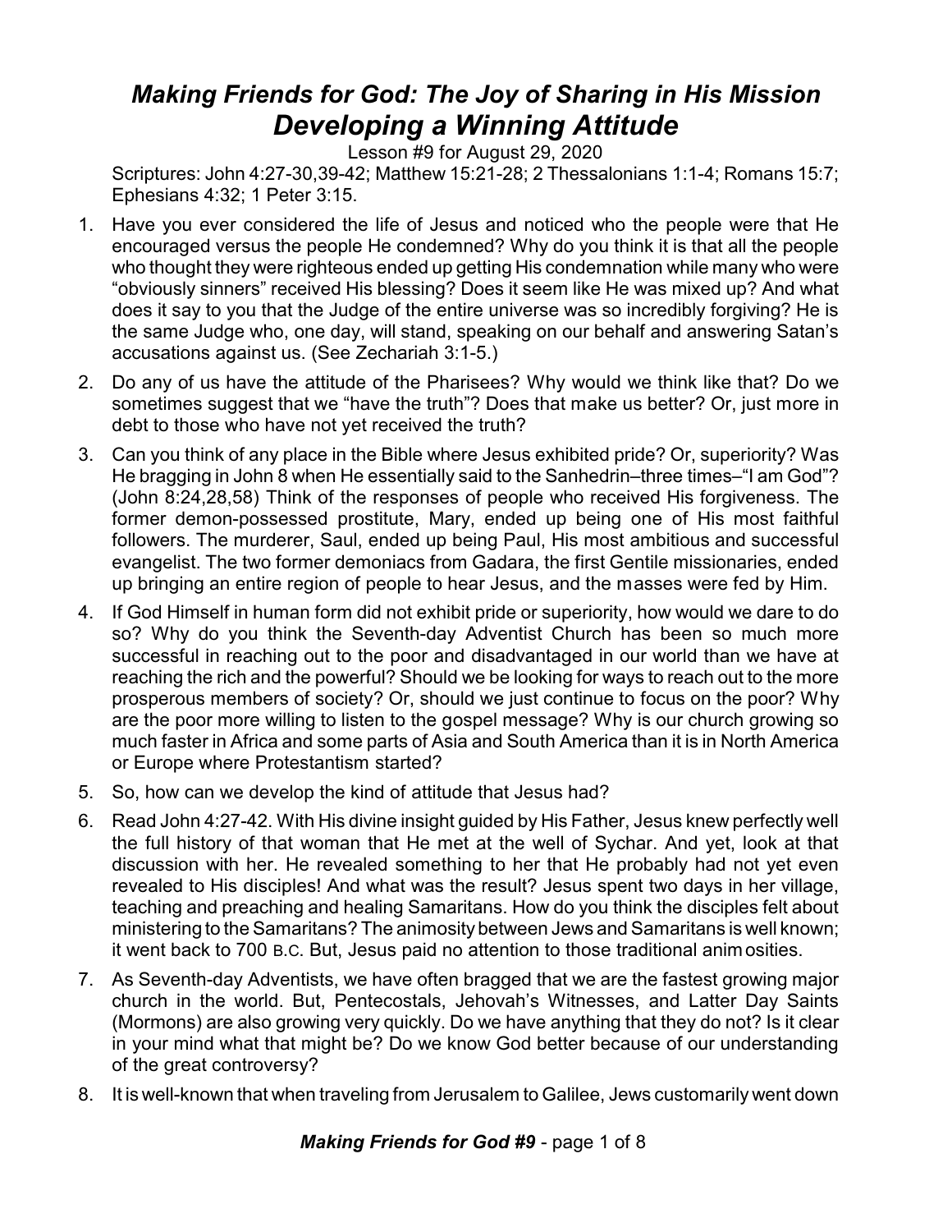# *Making Friends for God: The Joy of Sharing in His Mission*
# *Developing a Winning Attitude*

Lesson #9 for August 29, 2020

Scriptures: John 4:27-30,39-42; Matthew 15:21-28; 2 Thessalonians 1:1-4; Romans 15:7; Ephesians 4:32; 1 Peter 3:15.

1. Have you ever considered the life of Jesus and noticed who the people were that He encouraged versus the people He condemned? Why do you think it is that all the people who thought they were righteous ended up getting His condemnation while many who were "obviously sinners" received His blessing? Does it seem like He was mixed up? And what does it say to you that the Judge of the entire universe was so incredibly forgiving? He is the same Judge who, one day, will stand, speaking on our behalf and answering Satan's accusations against us. (See Zechariah 3:1-5.)
2. Do any of us have the attitude of the Pharisees? Why would we think like that? Do we sometimes suggest that we "have the truth"? Does that make us better? Or, just more in debt to those who have not yet received the truth?
3. Can you think of any place in the Bible where Jesus exhibited pride? Or, superiority? Was He bragging in John 8 when He essentially said to the Sanhedrin–three times–"I am God"? (John 8:24,28,58) Think of the responses of people who received His forgiveness. The former demon-possessed prostitute, Mary, ended up being one of His most faithful followers. The murderer, Saul, ended up being Paul, His most ambitious and successful evangelist. The two former demoniacs from Gadara, the first Gentile missionaries, ended up bringing an entire region of people to hear Jesus, and the masses were fed by Him.
4. If God Himself in human form did not exhibit pride or superiority, how would we dare to do so? Why do you think the Seventh-day Adventist Church has been so much more successful in reaching out to the poor and disadvantaged in our world than we have at reaching the rich and the powerful? Should we be looking for ways to reach out to the more prosperous members of society? Or, should we just continue to focus on the poor? Why are the poor more willing to listen to the gospel message? Why is our church growing so much faster in Africa and some parts of Asia and South America than it is in North America or Europe where Protestantism started?
5. So, how can we develop the kind of attitude that Jesus had?
6. Read John 4:27-42. With His divine insight guided by His Father, Jesus knew perfectly well the full history of that woman that He met at the well of Sychar. And yet, look at that discussion with her. He revealed something to her that He probably had not yet even revealed to His disciples! And what was the result? Jesus spent two days in her village, teaching and preaching and healing Samaritans. How do you think the disciples felt about ministering to the Samaritans? The animosity between Jews and Samaritans is well known; it went back to 700 B.C. But, Jesus paid no attention to those traditional animosities.
7. As Seventh-day Adventists, we have often bragged that we are the fastest growing major church in the world. But, Pentecostals, Jehovah's Witnesses, and Latter Day Saints (Mormons) are also growing very quickly. Do we have anything that they do not? Is it clear in your mind what that might be? Do we know God better because of our understanding of the great controversy?
8. It is well-known that when traveling from Jerusalem to Galilee, Jews customarily went down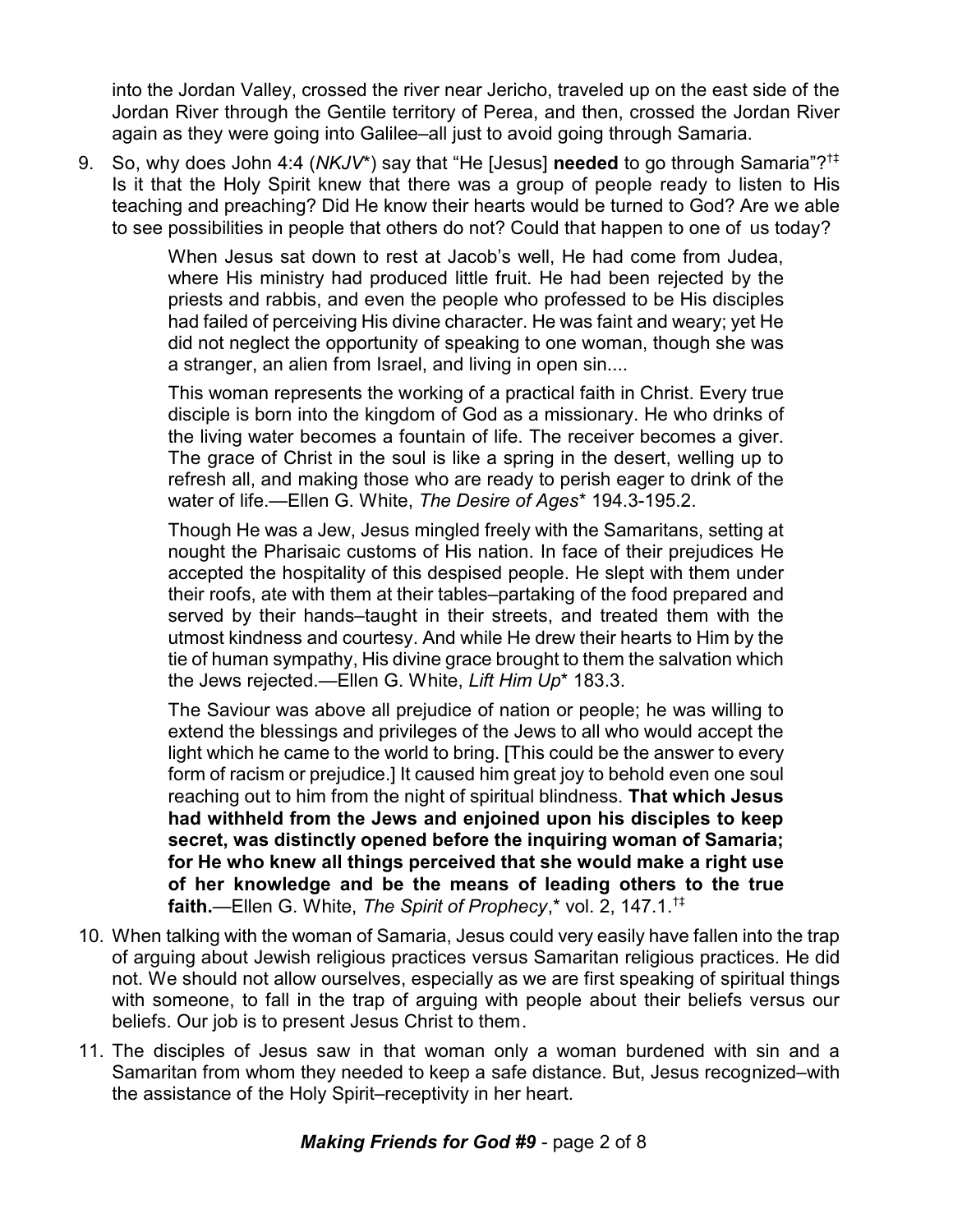into the Jordan Valley, crossed the river near Jericho, traveled up on the east side of the Jordan River through the Gentile territory of Perea, and then, crossed the Jordan River again as they were going into Galilee–all just to avoid going through Samaria.

9. So, why does John 4:4 (*NKJV*\*) say that "He [Jesus] **needed** to go through Samaria"?†‡ Is it that the Holy Spirit knew that there was a group of people ready to listen to His teaching and preaching? Did He know their hearts would be turned to God? Are we able to see possibilities in people that others do not? Could that happen to one of us today?

   > When Jesus sat down to rest at Jacob's well, He had come from Judea, where His ministry had produced little fruit. He had been rejected by the priests and rabbis, and even the people who professed to be His disciples had failed of perceiving His divine character. He was faint and weary; yet He did not neglect the opportunity of speaking to one woman, though she was a stranger, an alien from Israel, and living in open sin....
   >
   > This woman represents the working of a practical faith in Christ. Every true disciple is born into the kingdom of God as a missionary. He who drinks of the living water becomes a fountain of life. The receiver becomes a giver. The grace of Christ in the soul is like a spring in the desert, welling up to refresh all, and making those who are ready to perish eager to drink of the water of life.—Ellen G. White, *The Desire of Ages*\* 194.3-195.2.
   >
   > Though He was a Jew, Jesus mingled freely with the Samaritans, setting at nought the Pharisaic customs of His nation. In face of their prejudices He accepted the hospitality of this despised people. He slept with them under their roofs, ate with them at their tables–partaking of the food prepared and served by their hands–taught in their streets, and treated them with the utmost kindness and courtesy. And while He drew their hearts to Him by the tie of human sympathy, His divine grace brought to them the salvation which the Jews rejected.—Ellen G. White, *Lift Him Up*\* 183.3.
   >
   > The Saviour was above all prejudice of nation or people; he was willing to extend the blessings and privileges of the Jews to all who would accept the light which he came to the world to bring. [This could be the answer to every form of racism or prejudice.] It caused him great joy to behold even one soul reaching out to him from the night of spiritual blindness. **That which Jesus had withheld from the Jews and enjoined upon his disciples to keep secret, was distinctly opened before the inquiring woman of Samaria; for He who knew all things perceived that she would make a right use of her knowledge and be the means of leading others to the true faith.**—Ellen G. White, *The Spirit of Prophecy*,\* vol. 2, 147.1.†‡

10. When talking with the woman of Samaria, Jesus could very easily have fallen into the trap of arguing about Jewish religious practices versus Samaritan religious practices. He did not. We should not allow ourselves, especially as we are first speaking of spiritual things with someone, to fall in the trap of arguing with people about their beliefs versus our beliefs. Our job is to present Jesus Christ to them.

11. The disciples of Jesus saw in that woman only a woman burdened with sin and a Samaritan from whom they needed to keep a safe distance. But, Jesus recognized–with the assistance of the Holy Spirit–receptivity in her heart.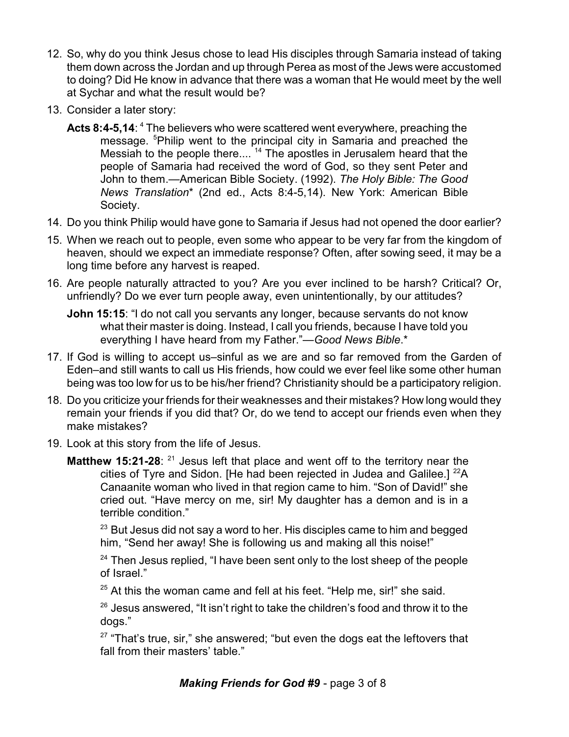12. So, why do you think Jesus chose to lead His disciples through Samaria instead of taking them down across the Jordan and up through Perea as most of the Jews were accustomed to doing? Did He know in advance that there was a woman that He would meet by the well at Sychar and what the result would be?

13. Consider a later story:

    **Acts 8:4-5,14**: [4] The believers who were scattered went everywhere, preaching the message. [5]Philip went to the principal city in Samaria and preached the Messiah to the people there.... [14] The apostles in Jerusalem heard that the people of Samaria had received the word of God, so they sent Peter and John to them.—American Bible Society. (1992). *The Holy Bible: The Good News Translation*\* (2nd ed., Acts 8:4-5,14). New York: American Bible Society.

14. Do you think Philip would have gone to Samaria if Jesus had not opened the door earlier?

15. When we reach out to people, even some who appear to be very far from the kingdom of heaven, should we expect an immediate response? Often, after sowing seed, it may be a long time before any harvest is reaped.

16. Are people naturally attracted to you? Are you ever inclined to be harsh? Critical? Or, unfriendly? Do we ever turn people away, even unintentionally, by our attitudes?

    **John 15:15**: "I do not call you servants any longer, because servants do not know what their master is doing. Instead, I call you friends, because I have told you everything I have heard from my Father."—*Good News Bible*.\*

17. If God is willing to accept us–sinful as we are and so far removed from the Garden of Eden–and still wants to call us His friends, how could we ever feel like some other human being was too low for us to be his/her friend? Christianity should be a participatory religion.

18. Do you criticize your friends for their weaknesses and their mistakes? How long would they remain your friends if you did that? Or, do we tend to accept our friends even when they make mistakes?

19. Look at this story from the life of Jesus.

    **Matthew 15:21-28**: [21] Jesus left that place and went off to the territory near the cities of Tyre and Sidon. [He had been rejected in Judea and Galilee.] [22]A Canaanite woman who lived in that region came to him. "Son of David!" she cried out. "Have mercy on me, sir! My daughter has a demon and is in a terrible condition."

    [23] But Jesus did not say a word to her. His disciples came to him and begged him, "Send her away! She is following us and making all this noise!"

    [24] Then Jesus replied, "I have been sent only to the lost sheep of the people of Israel."

    [25] At this the woman came and fell at his feet. "Help me, sir!" she said.

    [26] Jesus answered, "It isn't right to take the children's food and throw it to the dogs."

    [27] "That's true, sir," she answered; "but even the dogs eat the leftovers that fall from their masters' table."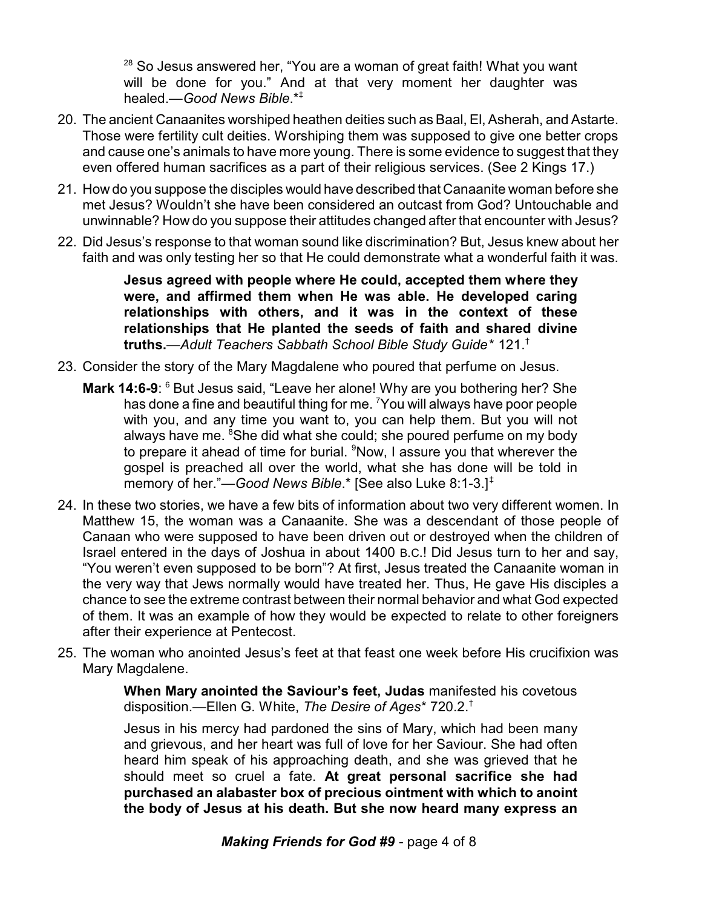[28] So Jesus answered her, "You are a woman of great faith! What you want will be done for you." And at that very moment her daughter was healed.—*Good News Bible*.*‡

20. The ancient Canaanites worshiped heathen deities such as Baal, El, Asherah, and Astarte. Those were fertility cult deities. Worshiping them was supposed to give one better crops and cause one's animals to have more young. There is some evidence to suggest that they even offered human sacrifices as a part of their religious services. (See 2 Kings 17.)

21. How do you suppose the disciples would have described that Canaanite woman before she met Jesus? Wouldn't she have been considered an outcast from God? Untouchable and unwinnable? How do you suppose their attitudes changed after that encounter with Jesus?

22. Did Jesus's response to that woman sound like discrimination? But, Jesus knew about her faith and was only testing her so that He could demonstrate what a wonderful faith it was.

> **Jesus agreed with people where He could, accepted them where they were, and affirmed them when He was able. He developed caring relationships with others, and it was in the context of these relationships that He planted the seeds of faith and shared divine truths.**—*Adult Teachers Sabbath School Bible Study Guide** 121.†

23. Consider the story of the Mary Magdalene who poured that perfume on Jesus.

    **Mark 14:6-9**: [6] But Jesus said, "Leave her alone! Why are you bothering her? She has done a fine and beautiful thing for me. [7]You will always have poor people with you, and any time you want to, you can help them. But you will not always have me. [8]She did what she could; she poured perfume on my body to prepare it ahead of time for burial. [9]Now, I assure you that wherever the gospel is preached all over the world, what she has done will be told in memory of her."—*Good News Bible*.* [See also Luke 8:1-3.]‡

24. In these two stories, we have a few bits of information about two very different women. In Matthew 15, the woman was a Canaanite. She was a descendant of those people of Canaan who were supposed to have been driven out or destroyed when the children of Israel entered in the days of Joshua in about 1400 B.C.! Did Jesus turn to her and say, "You weren't even supposed to be born"? At first, Jesus treated the Canaanite woman in the very way that Jews normally would have treated her. Thus, He gave His disciples a chance to see the extreme contrast between their normal behavior and what God expected of them. It was an example of how they would be expected to relate to other foreigners after their experience at Pentecost.

25. The woman who anointed Jesus's feet at that feast one week before His crucifixion was Mary Magdalene.

> **When Mary anointed the Saviour's feet, Judas** manifested his covetous disposition.—Ellen G. White, *The Desire of Ages** 720.2.†
>
> Jesus in his mercy had pardoned the sins of Mary, which had been many and grievous, and her heart was full of love for her Saviour. She had often heard him speak of his approaching death, and she was grieved that he should meet so cruel a fate. **At great personal sacrifice she had purchased an alabaster box of precious ointment with which to anoint the body of Jesus at his death. But she now heard many express an**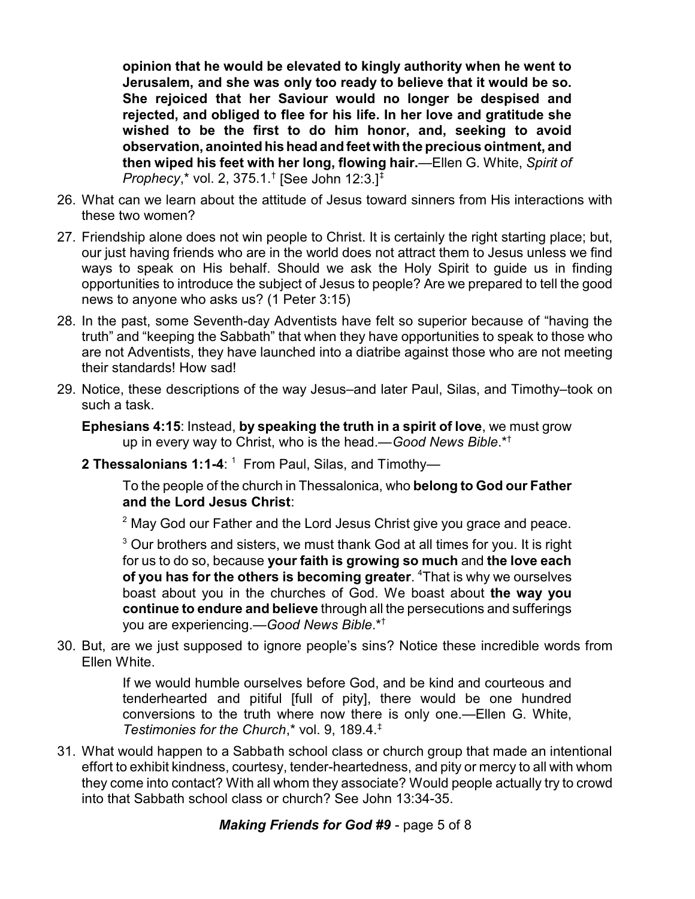**opinion that he would be elevated to kingly authority when he went to Jerusalem, and she was only too ready to believe that it would be so. She rejoiced that her Saviour would no longer be despised and rejected, and obliged to flee for his life. In her love and gratitude she wished to be the first to do him honor, and, seeking to avoid observation, anointed his head and feet with the precious ointment, and then wiped his feet with her long, flowing hair.**—Ellen G. White, *Spirit of Prophecy*,* vol. 2, 375.1.† [See John 12:3.]‡

26. What can we learn about the attitude of Jesus toward sinners from His interactions with these two women?

27. Friendship alone does not win people to Christ. It is certainly the right starting place; but, our just having friends who are in the world does not attract them to Jesus unless we find ways to speak on His behalf. Should we ask the Holy Spirit to guide us in finding opportunities to introduce the subject of Jesus to people? Are we prepared to tell the good news to anyone who asks us? (1 Peter 3:15)

28. In the past, some Seventh-day Adventists have felt so superior because of "having the truth" and "keeping the Sabbath" that when they have opportunities to speak to those who are not Adventists, they have launched into a diatribe against those who are not meeting their standards! How sad!

29. Notice, these descriptions of the way Jesus–and later Paul, Silas, and Timothy–took on such a task.

    **Ephesians 4:15**: Instead, **by speaking the truth in a spirit of love**, we must grow up in every way to Christ, who is the head.—*Good News Bible*.*†

    **2 Thessalonians 1:1-4**: [1] From Paul, Silas, and Timothy—

    > To the people of the church in Thessalonica, who **belong to God our Father and the Lord Jesus Christ**:
    >
    > [2] May God our Father and the Lord Jesus Christ give you grace and peace.
    >
    > [3] Our brothers and sisters, we must thank God at all times for you. It is right for us to do so, because **your faith is growing so much** and **the love each of you has for the others is becoming greater**. [4]That is why we ourselves boast about you in the churches of God. We boast about **the way you continue to endure and believe** through all the persecutions and sufferings you are experiencing.—*Good News Bible*.*†

30. But, are we just supposed to ignore people's sins? Notice these incredible words from Ellen White.

    > If we would humble ourselves before God, and be kind and courteous and tenderhearted and pitiful [full of pity], there would be one hundred conversions to the truth where now there is only one.—Ellen G. White, *Testimonies for the Church*,* vol. 9, 189.4.‡

31. What would happen to a Sabbath school class or church group that made an intentional effort to exhibit kindness, courtesy, tender-heartedness, and pity or mercy to all with whom they come into contact? With all whom they associate? Would people actually try to crowd into that Sabbath school class or church? See John 13:34-35.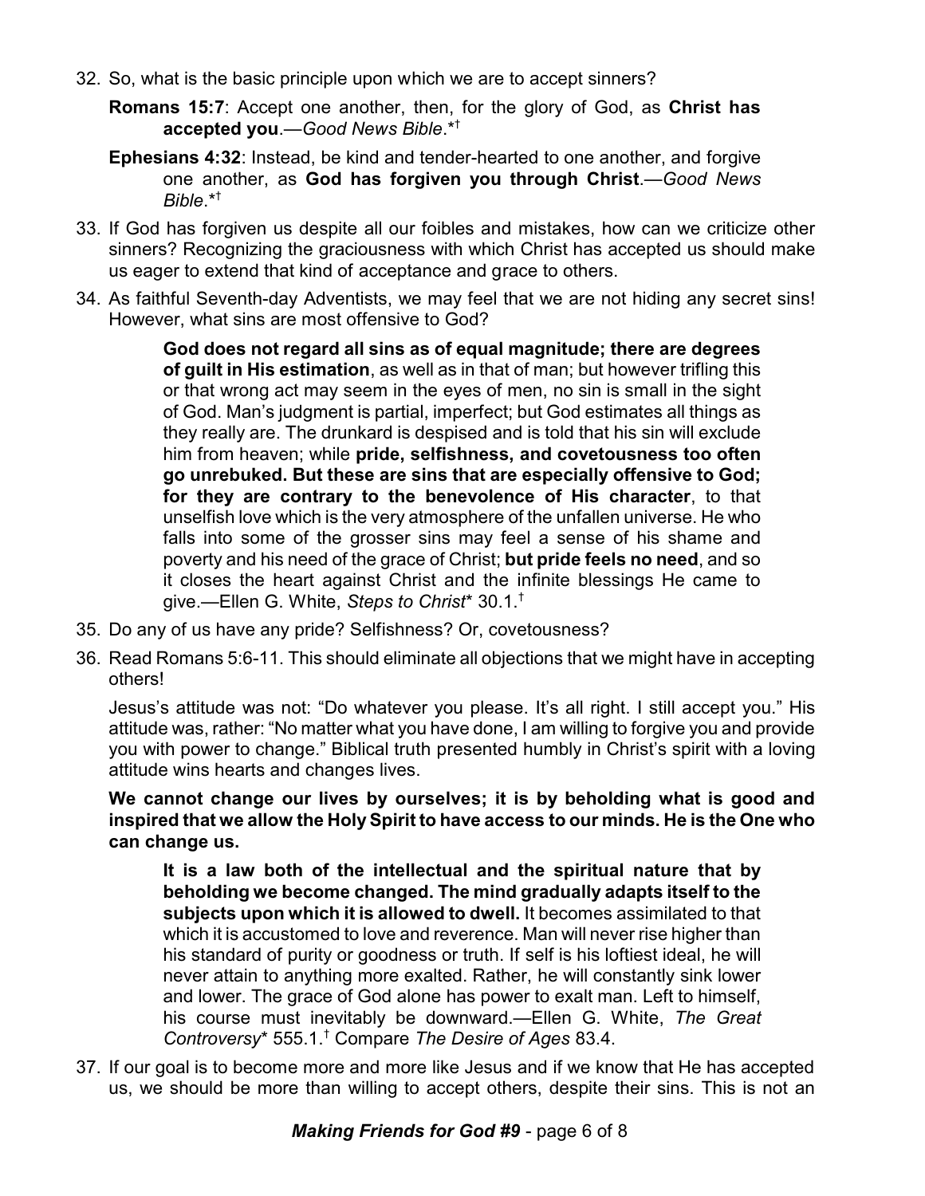32. So, what is the basic principle upon which we are to accept sinners?

    **Romans 15:7**: Accept one another, then, for the glory of God, as **Christ has accepted you**.—*Good News Bible*.*†

    **Ephesians 4:32**: Instead, be kind and tender-hearted to one another, and forgive one another, as **God has forgiven you through Christ**.—*Good News Bible*.*†

33. If God has forgiven us despite all our foibles and mistakes, how can we criticize other sinners? Recognizing the graciousness with which Christ has accepted us should make us eager to extend that kind of acceptance and grace to others.

34. As faithful Seventh-day Adventists, we may feel that we are not hiding any secret sins! However, what sins are most offensive to God?

    > **God does not regard all sins as of equal magnitude; there are degrees of guilt in His estimation**, as well as in that of man; but however trifling this or that wrong act may seem in the eyes of men, no sin is small in the sight of God. Man's judgment is partial, imperfect; but God estimates all things as they really are. The drunkard is despised and is told that his sin will exclude him from heaven; while **pride, selfishness, and covetousness too often go unrebuked. But these are sins that are especially offensive to God; for they are contrary to the benevolence of His character**, to that unselfish love which is the very atmosphere of the unfallen universe. He who falls into some of the grosser sins may feel a sense of his shame and poverty and his need of the grace of Christ; **but pride feels no need**, and so it closes the heart against Christ and the infinite blessings He came to give.—Ellen G. White, *Steps to Christ** 30.1.†

35. Do any of us have any pride? Selfishness? Or, covetousness?

36. Read Romans 5:6-11. This should eliminate all objections that we might have in accepting others!

    Jesus's attitude was not: "Do whatever you please. It's all right. I still accept you." His attitude was, rather: "No matter what you have done, I am willing to forgive you and provide you with power to change." Biblical truth presented humbly in Christ's spirit with a loving attitude wins hearts and changes lives.

    **We cannot change our lives by ourselves; it is by beholding what is good and inspired that we allow the Holy Spirit to have access to our minds. He is the One who can change us.**

    > **It is a law both of the intellectual and the spiritual nature that by beholding we become changed. The mind gradually adapts itself to the subjects upon which it is allowed to dwell.** It becomes assimilated to that which it is accustomed to love and reverence. Man will never rise higher than his standard of purity or goodness or truth. If self is his loftiest ideal, he will never attain to anything more exalted. Rather, he will constantly sink lower and lower. The grace of God alone has power to exalt man. Left to himself, his course must inevitably be downward.—Ellen G. White, *The Great Controversy** 555.1.† Compare *The Desire of Ages* 83.4.

37. If our goal is to become more and more like Jesus and if we know that He has accepted us, we should be more than willing to accept others, despite their sins. This is not an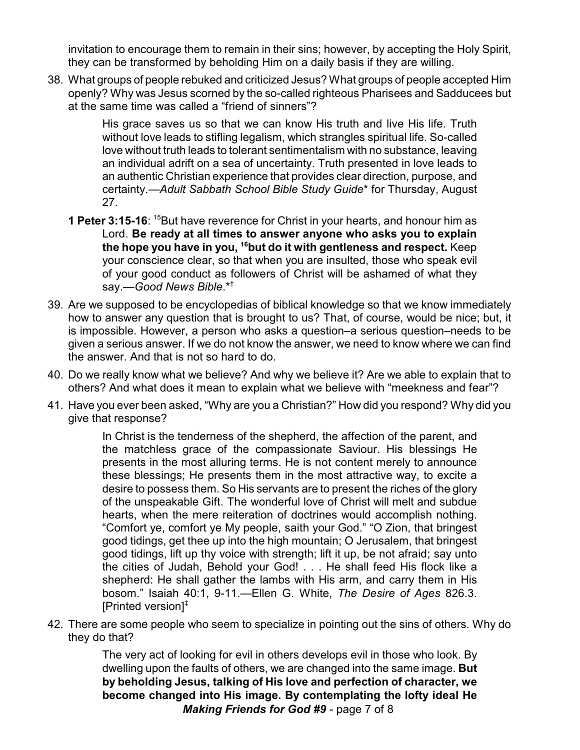invitation to encourage them to remain in their sins; however, by accepting the Holy Spirit, they can be transformed by beholding Him on a daily basis if they are willing.

38. What groups of people rebuked and criticized Jesus? What groups of people accepted Him openly? Why was Jesus scorned by the so-called righteous Pharisees and Sadducees but at the same time was called a "friend of sinners"?

> His grace saves us so that we can know His truth and live His life. Truth without love leads to stifling legalism, which strangles spiritual life. So-called love without truth leads to tolerant sentimentalism with no substance, leaving an individual adrift on a sea of uncertainty. Truth presented in love leads to an authentic Christian experience that provides clear direction, purpose, and certainty.—*Adult Sabbath School Bible Study Guide** for Thursday, August 27.

**1 Peter 3:15-16**: [15]But have reverence for Christ in your hearts, and honour him as Lord. **Be ready at all times to answer anyone who asks you to explain the hope you have in you, [16]but do it with gentleness and respect.** Keep your conscience clear, so that when you are insulted, those who speak evil of your good conduct as followers of Christ will be ashamed of what they say.—*Good News Bible*.*†

39. Are we supposed to be encyclopedias of biblical knowledge so that we know immediately how to answer any question that is brought to us? That, of course, would be nice; but, it is impossible. However, a person who asks a question–a serious question–needs to be given a serious answer. If we do not know the answer, we need to know where we can find the answer. And that is not so hard to do.

40. Do we really know what we believe? And why we believe it? Are we able to explain that to others? And what does it mean to explain what we believe with "meekness and fear"?

41. Have you ever been asked, "Why are you a Christian?" How did you respond? Why did you give that response?

> In Christ is the tenderness of the shepherd, the affection of the parent, and the matchless grace of the compassionate Saviour. His blessings He presents in the most alluring terms. He is not content merely to announce these blessings; He presents them in the most attractive way, to excite a desire to possess them. So His servants are to present the riches of the glory of the unspeakable Gift. The wonderful love of Christ will melt and subdue hearts, when the mere reiteration of doctrines would accomplish nothing. "Comfort ye, comfort ye My people, saith your God." "O Zion, that bringest good tidings, get thee up into the high mountain; O Jerusalem, that bringest good tidings, lift up thy voice with strength; lift it up, be not afraid; say unto the cities of Judah, Behold your God! . . . He shall feed His flock like a shepherd: He shall gather the lambs with His arm, and carry them in His bosom." Isaiah 40:1, 9-11.—Ellen G. White, *The Desire of Ages* 826.3. [Printed version]‡

42. There are some people who seem to specialize in pointing out the sins of others. Why do they do that?

> The very act of looking for evil in others develops evil in those who look. By dwelling upon the faults of others, we are changed into the same image. **But by beholding Jesus, talking of His love and perfection of character, we become changed into His image. By contemplating the lofty ideal He**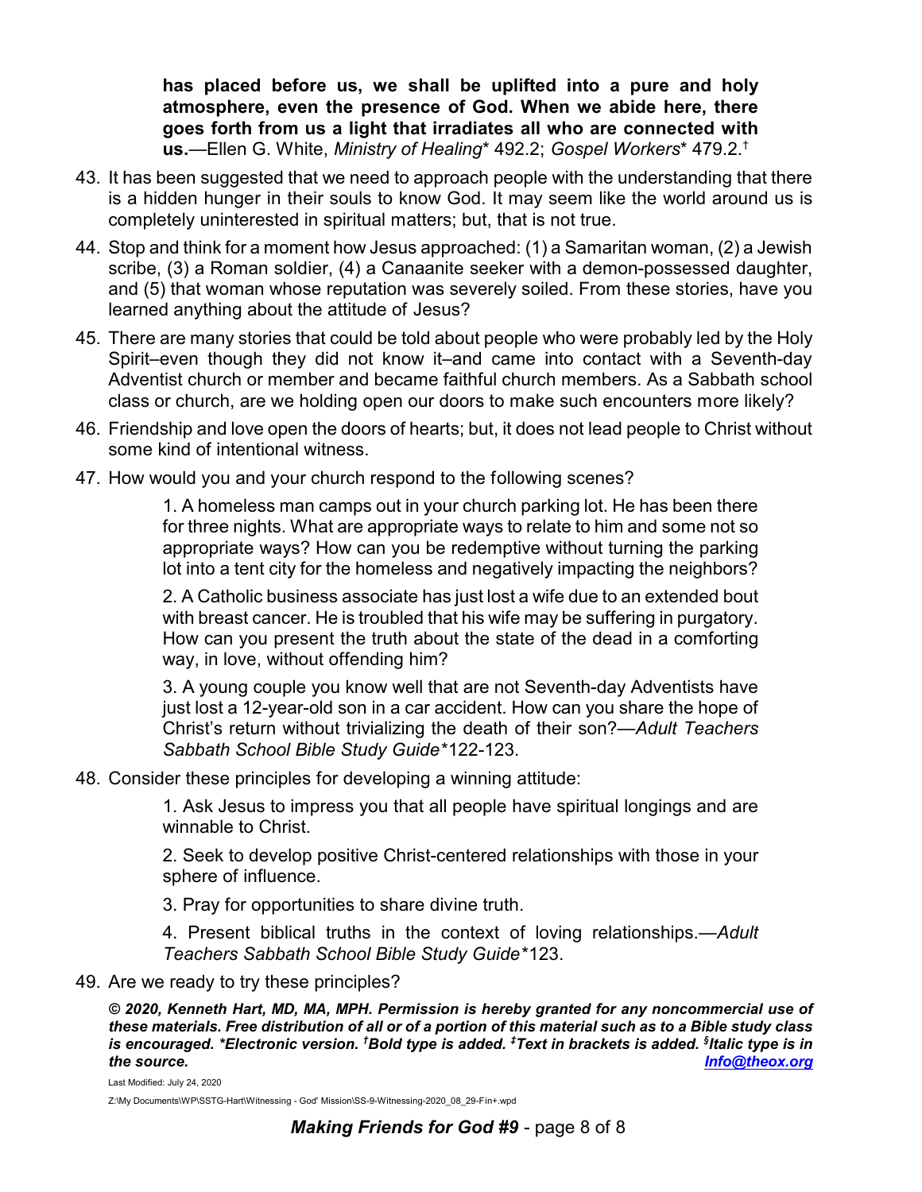**has placed before us, we shall be uplifted into a pure and holy atmosphere, even the presence of God. When we abide here, there goes forth from us a light that irradiates all who are connected with us.**—Ellen G. White, *Ministry of Healing*\* 492.2; *Gospel Workers*\* 479.2.†

43. It has been suggested that we need to approach people with the understanding that there is a hidden hunger in their souls to know God. It may seem like the world around us is completely uninterested in spiritual matters; but, that is not true.

44. Stop and think for a moment how Jesus approached: (1) a Samaritan woman, (2) a Jewish scribe, (3) a Roman soldier, (4) a Canaanite seeker with a demon-possessed daughter, and (5) that woman whose reputation was severely soiled. From these stories, have you learned anything about the attitude of Jesus?

45. There are many stories that could be told about people who were probably led by the Holy Spirit–even though they did not know it–and came into contact with a Seventh-day Adventist church or member and became faithful church members. As a Sabbath school class or church, are we holding open our doors to make such encounters more likely?

46. Friendship and love open the doors of hearts; but, it does not lead people to Christ without some kind of intentional witness.

47. How would you and your church respond to the following scenes?

    1. A homeless man camps out in your church parking lot. He has been there for three nights. What are appropriate ways to relate to him and some not so appropriate ways? How can you be redemptive without turning the parking lot into a tent city for the homeless and negatively impacting the neighbors?

    2. A Catholic business associate has just lost a wife due to an extended bout with breast cancer. He is troubled that his wife may be suffering in purgatory. How can you present the truth about the state of the dead in a comforting way, in love, without offending him?

    3. A young couple you know well that are not Seventh-day Adventists have just lost a 12-year-old son in a car accident. How can you share the hope of Christ's return without trivializing the death of their son?—*Adult Teachers Sabbath School Bible Study Guide*\*122-123.

48. Consider these principles for developing a winning attitude:

    1. Ask Jesus to impress you that all people have spiritual longings and are winnable to Christ.

    2. Seek to develop positive Christ-centered relationships with those in your sphere of influence.

    3. Pray for opportunities to share divine truth.

    4. Present biblical truths in the context of loving relationships.—*Adult Teachers Sabbath School Bible Study Guide*\*123.

49. Are we ready to try these principles?

***© 2020, Kenneth Hart, MD, MA, MPH. Permission is hereby granted for any noncommercial use of these materials. Free distribution of all or of a portion of this material such as to a Bible study class is encouraged. \*Electronic version. †Bold type is added. ‡Text in brackets is added. §Italic type is in the source.*** ***Info@theox.org***

Last Modified: July 24, 2020

Z:\My Documents\WP\SSTG-Hart\Witnessing - God' Mission\SS-9-Witnessing-2020_08_29-Fin+.wpd

***Making Friends for God #9***